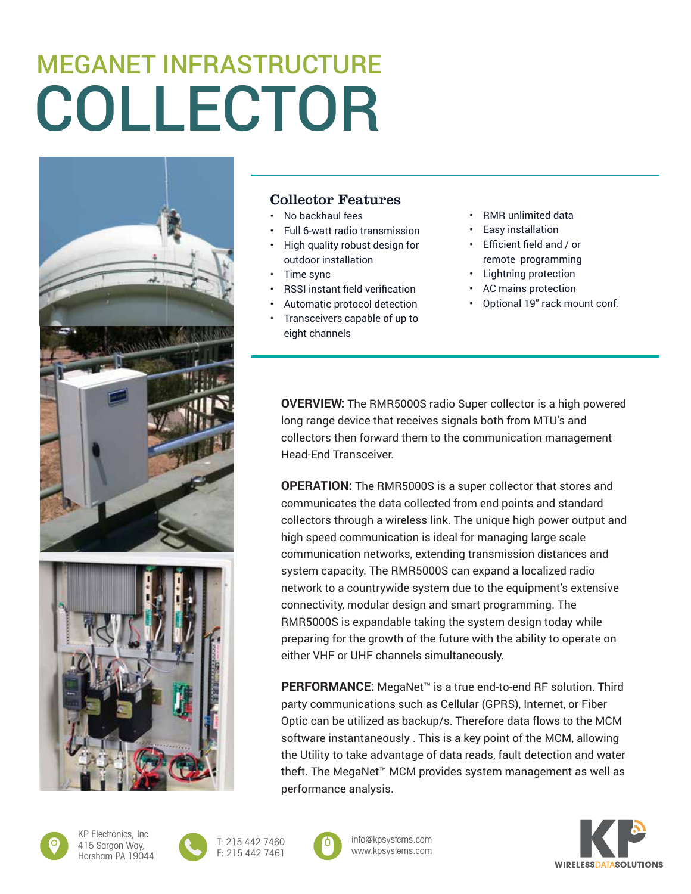# MEGANET INFRASTRUCTURE
# COLLECTOR

## Collector Features

- No backhaul fees
- Full 6-watt radio transmission
- High quality robust design for outdoor installation
- Time sync
- RSSI instant field verification
- Automatic protocol detection
- Transceivers capable of up to eight channels
- RMR unlimited data
- Easy installation
- Efficient field and / or remote programming
- Lightning protection
- AC mains protection
- Optional 19" rack mount conf.

**OVERVIEW:** The RMR5000S radio Super collector is a high powered long range device that receives signals both from MTU's and collectors then forward them to the communication management Head-End Transceiver.

**OPERATION:** The RMR5000S is a super collector that stores and communicates the data collected from end points and standard collectors through a wireless link. The unique high power output and high speed communication is ideal for managing large scale communication networks, extending transmission distances and system capacity. The RMR5000S can expand a localized radio network to a countrywide system due to the equipment's extensive connectivity, modular design and smart programming. The RMR5000S is expandable taking the system design today while preparing for the growth of the future with the ability to operate on either VHF or UHF channels simultaneously.

**PERFORMANCE:** MegaNet™ is a true end-to-end RF solution. Third party communications such as Cellular (GPRS), Internet, or Fiber Optic can be utilized as backup/s. Therefore data flows to the MCM software instantaneously . This is a key point of the MCM, allowing the Utility to take advantage of data reads, fault detection and water theft. The MegaNet™ MCM provides system management as well as performance analysis.

KP Electronics, Inc
415 Sargon Way,
Horsham PA 19044

T: 215 442 7460
F: 215 442 7461

info@kpsystems.com
www.kpsystems.com

KP WIRELESSDATASOLUTIONS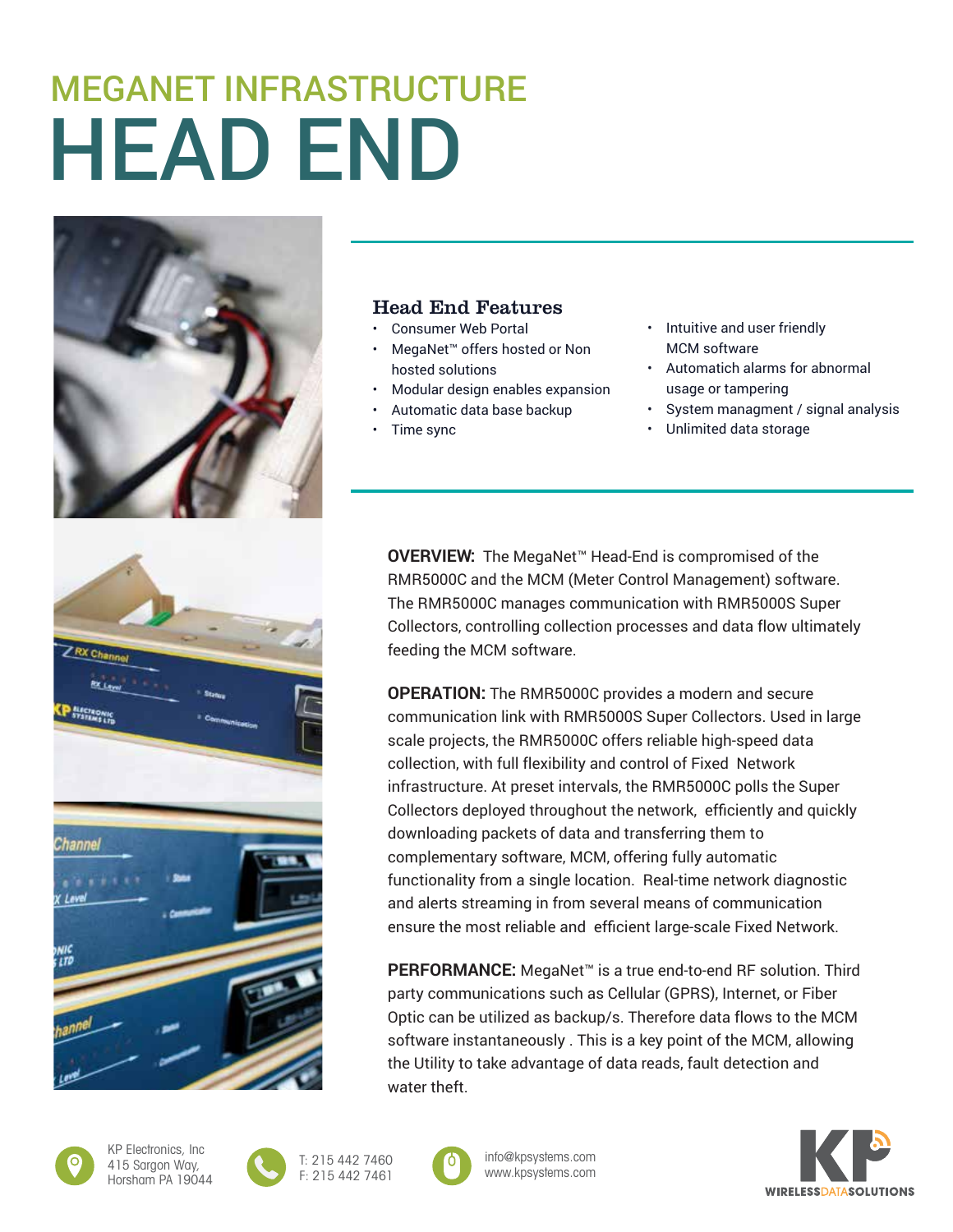# MEGANET INFRASTRUCTURE
# HEAD END

### Head End Features

- Consumer Web Portal
- MegaNet™ offers hosted or Non hosted solutions
- Modular design enables expansion
- Automatic data base backup
- Time sync
- Intuitive and user friendly MCM software
- Automatich alarms for abnormal usage or tampering
- System managment / signal analysis
- Unlimited data storage

**OVERVIEW:** The MegaNet™ Head-End is compromised of the RMR5000C and the MCM (Meter Control Management) software. The RMR5000C manages communication with RMR5000S Super Collectors, controlling collection processes and data flow ultimately feeding the MCM software.

**OPERATION:** The RMR5000C provides a modern and secure communication link with RMR5000S Super Collectors. Used in large scale projects, the RMR5000C offers reliable high-speed data collection, with full flexibility and control of Fixed Network infrastructure. At preset intervals, the RMR5000C polls the Super Collectors deployed throughout the network, efficiently and quickly downloading packets of data and transferring them to complementary software, MCM, offering fully automatic functionality from a single location. Real-time network diagnostic and alerts streaming in from several means of communication ensure the most reliable and efficient large-scale Fixed Network.

**PERFORMANCE:** MegaNet™ is a true end-to-end RF solution. Third party communications such as Cellular (GPRS), Internet, or Fiber Optic can be utilized as backup/s. Therefore data flows to the MCM software instantaneously . This is a key point of the MCM, allowing the Utility to take advantage of data reads, fault detection and water theft.

KP Electronics, Inc
415 Sargon Way,
Horsham PA 19044

T: 215 442 7460
F: 215 442 7461

info@kpsystems.com
www.kpsystems.com

KP WIRELESSDATASOLUTIONS